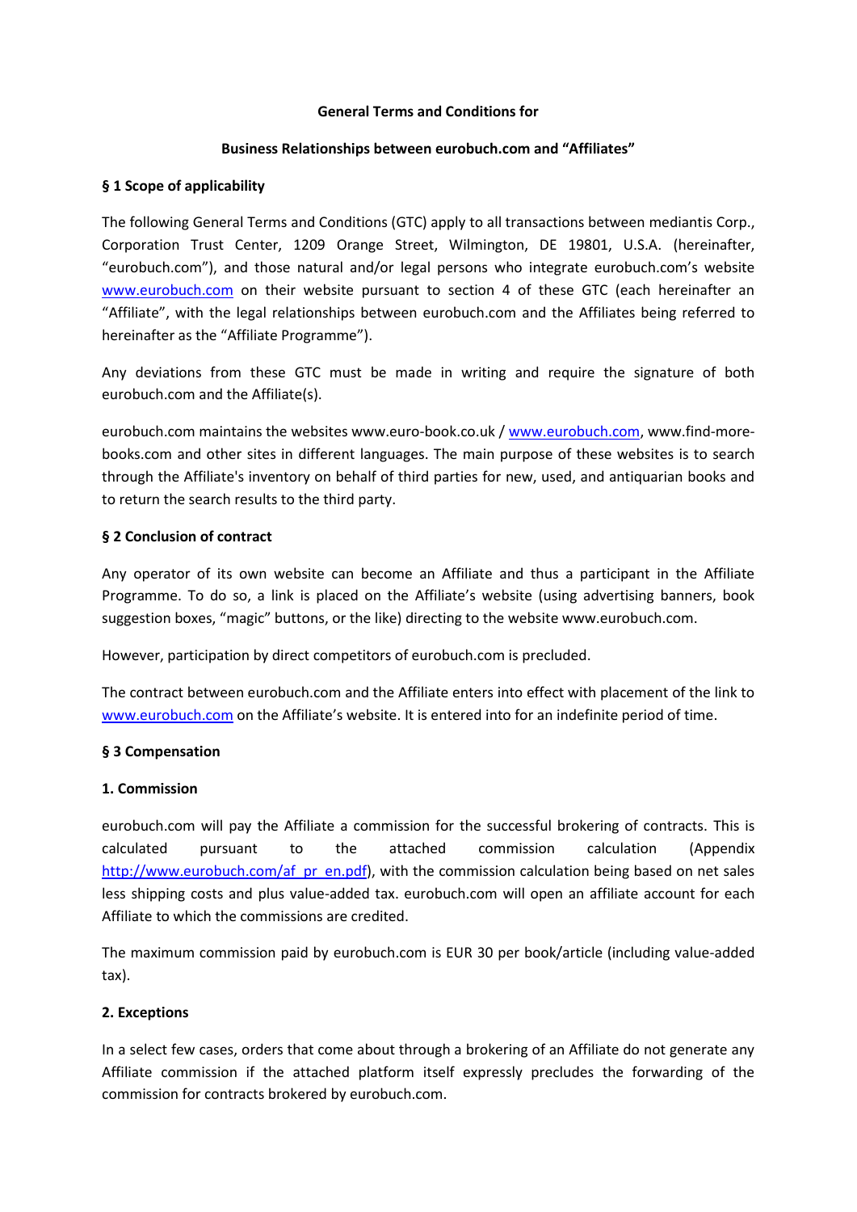**General Terms and Conditions for**

**Business Relationships between eurobuch.com and "Affiliates"**

## § 1 Scope of applicability

The following General Terms and Conditions (GTC) apply to all transactions between mediantis Corp., Corporation Trust Center, 1209 Orange Street, Wilmington, DE 19801, U.S.A. (hereinafter, "eurobuch.com"), and those natural and/or legal persons who integrate eurobuch.com's website www.eurobuch.com on their website pursuant to section 4 of these GTC (each hereinafter an "Affiliate", with the legal relationships between eurobuch.com and the Affiliates being referred to hereinafter as the "Affiliate Programme").

Any deviations from these GTC must be made in writing and require the signature of both eurobuch.com and the Affiliate(s).

eurobuch.com maintains the websites www.euro-book.co.uk / www.eurobuch.com, www.find-more-books.com and other sites in different languages. The main purpose of these websites is to search through the Affiliate's inventory on behalf of third parties for new, used, and antiquarian books and to return the search results to the third party.

## § 2 Conclusion of contract

Any operator of its own website can become an Affiliate and thus a participant in the Affiliate Programme. To do so, a link is placed on the Affiliate's website (using advertising banners, book suggestion boxes, "magic" buttons, or the like) directing to the website www.eurobuch.com.

However, participation by direct competitors of eurobuch.com is precluded.

The contract between eurobuch.com and the Affiliate enters into effect with placement of the link to www.eurobuch.com on the Affiliate's website. It is entered into for an indefinite period of time.

## § 3 Compensation

### 1. Commission

eurobuch.com will pay the Affiliate a commission for the successful brokering of contracts. This is calculated pursuant to the attached commission calculation (Appendix http://www.eurobuch.com/af_pr_en.pdf), with the commission calculation being based on net sales less shipping costs and plus value-added tax. eurobuch.com will open an affiliate account for each Affiliate to which the commissions are credited.

The maximum commission paid by eurobuch.com is EUR 30 per book/article (including value-added tax).

### 2. Exceptions

In a select few cases, orders that come about through a brokering of an Affiliate do not generate any Affiliate commission if the attached platform itself expressly precludes the forwarding of the commission for contracts brokered by eurobuch.com.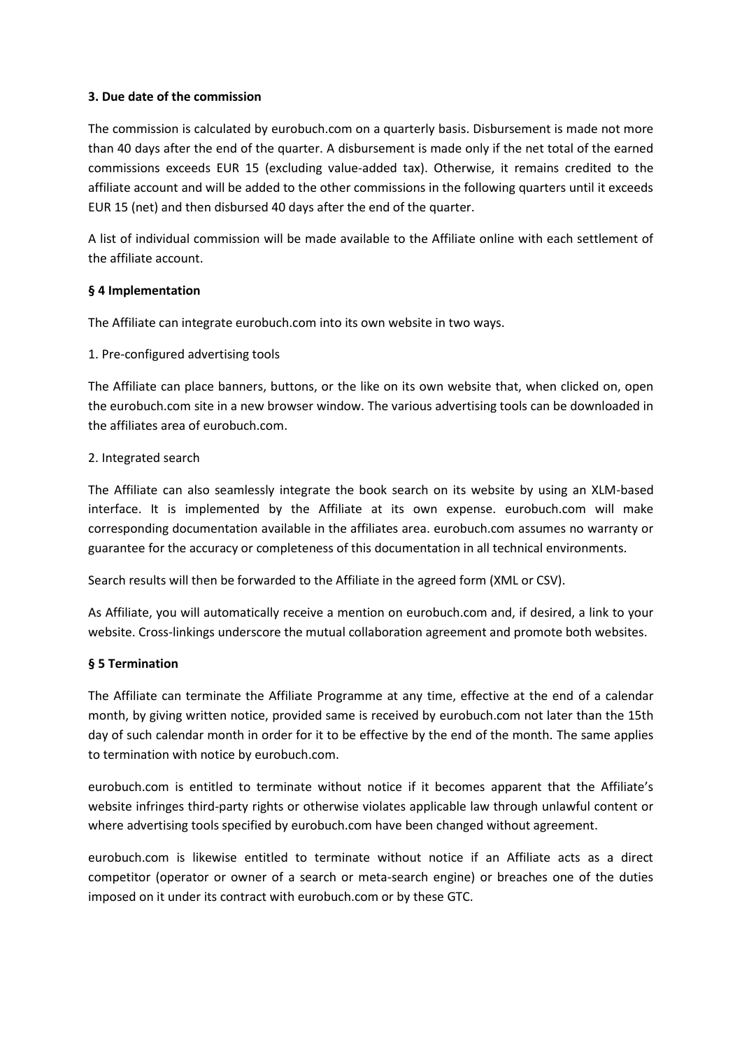**3. Due date of the commission**

The commission is calculated by eurobuch.com on a quarterly basis. Disbursement is made not more than 40 days after the end of the quarter. A disbursement is made only if the net total of the earned commissions exceeds EUR 15 (excluding value-added tax). Otherwise, it remains credited to the affiliate account and will be added to the other commissions in the following quarters until it exceeds EUR 15 (net) and then disbursed 40 days after the end of the quarter.

A list of individual commission will be made available to the Affiliate online with each settlement of the affiliate account.

**§ 4 Implementation**

The Affiliate can integrate eurobuch.com into its own website in two ways.

1. Pre-configured advertising tools

The Affiliate can place banners, buttons, or the like on its own website that, when clicked on, open the eurobuch.com site in a new browser window. The various advertising tools can be downloaded in the affiliates area of eurobuch.com.

2. Integrated search

The Affiliate can also seamlessly integrate the book search on its website by using an XLM-based interface. It is implemented by the Affiliate at its own expense. eurobuch.com will make corresponding documentation available in the affiliates area. eurobuch.com assumes no warranty or guarantee for the accuracy or completeness of this documentation in all technical environments.

Search results will then be forwarded to the Affiliate in the agreed form (XML or CSV).

As Affiliate, you will automatically receive a mention on eurobuch.com and, if desired, a link to your website. Cross-linkings underscore the mutual collaboration agreement and promote both websites.

**§ 5 Termination**

The Affiliate can terminate the Affiliate Programme at any time, effective at the end of a calendar month, by giving written notice, provided same is received by eurobuch.com not later than the 15th day of such calendar month in order for it to be effective by the end of the month. The same applies to termination with notice by eurobuch.com.

eurobuch.com is entitled to terminate without notice if it becomes apparent that the Affiliate's website infringes third-party rights or otherwise violates applicable law through unlawful content or where advertising tools specified by eurobuch.com have been changed without agreement.

eurobuch.com is likewise entitled to terminate without notice if an Affiliate acts as a direct competitor (operator or owner of a search or meta-search engine) or breaches one of the duties imposed on it under its contract with eurobuch.com or by these GTC.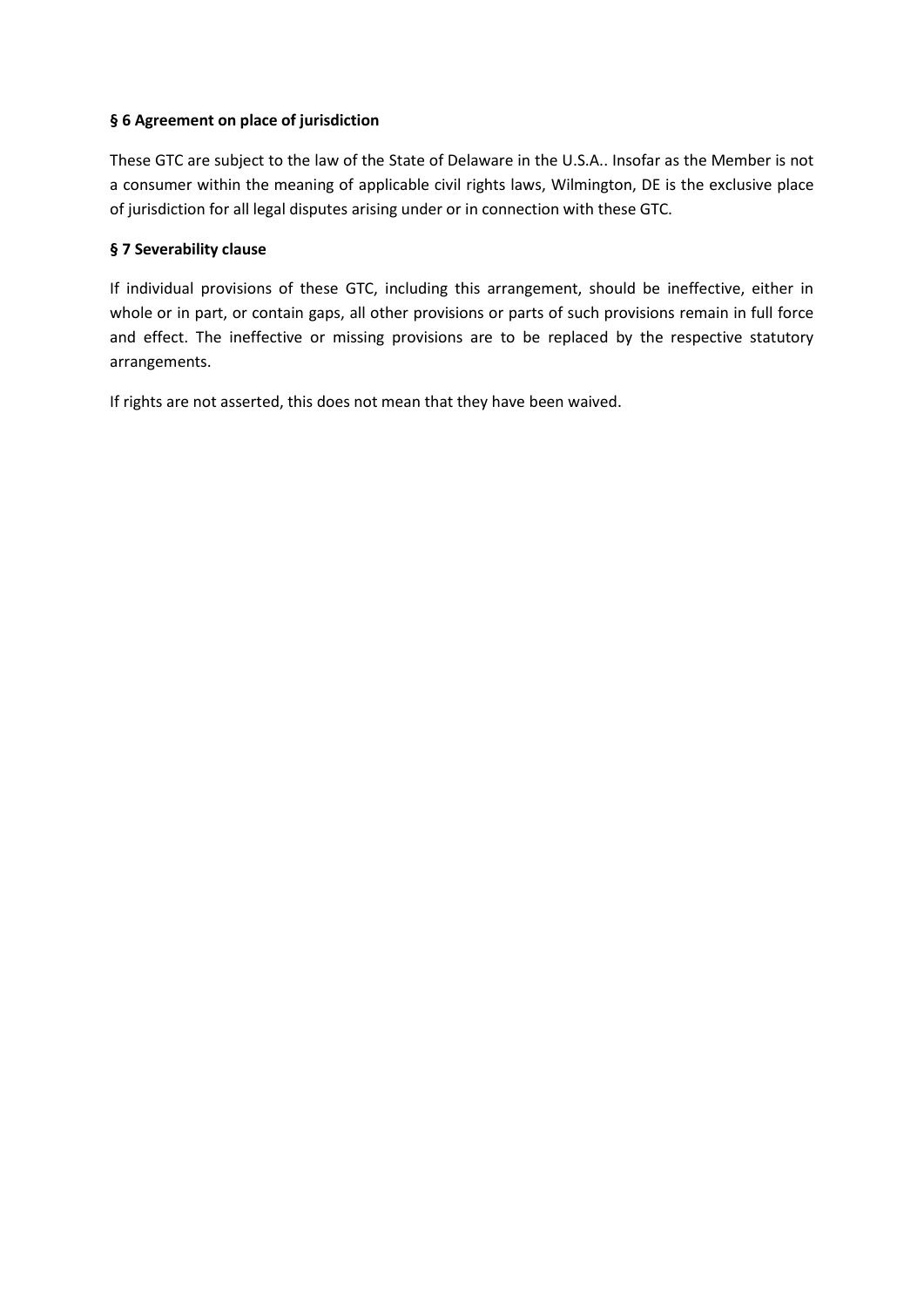**§ 6 Agreement on place of jurisdiction**

These GTC are subject to the law of the State of Delaware in the U.S.A.. Insofar as the Member is not a consumer within the meaning of applicable civil rights laws, Wilmington, DE is the exclusive place of jurisdiction for all legal disputes arising under or in connection with these GTC.

**§ 7 Severability clause**

If individual provisions of these GTC, including this arrangement, should be ineffective, either in whole or in part, or contain gaps, all other provisions or parts of such provisions remain in full force and effect. The ineffective or missing provisions are to be replaced by the respective statutory arrangements.

If rights are not asserted, this does not mean that they have been waived.